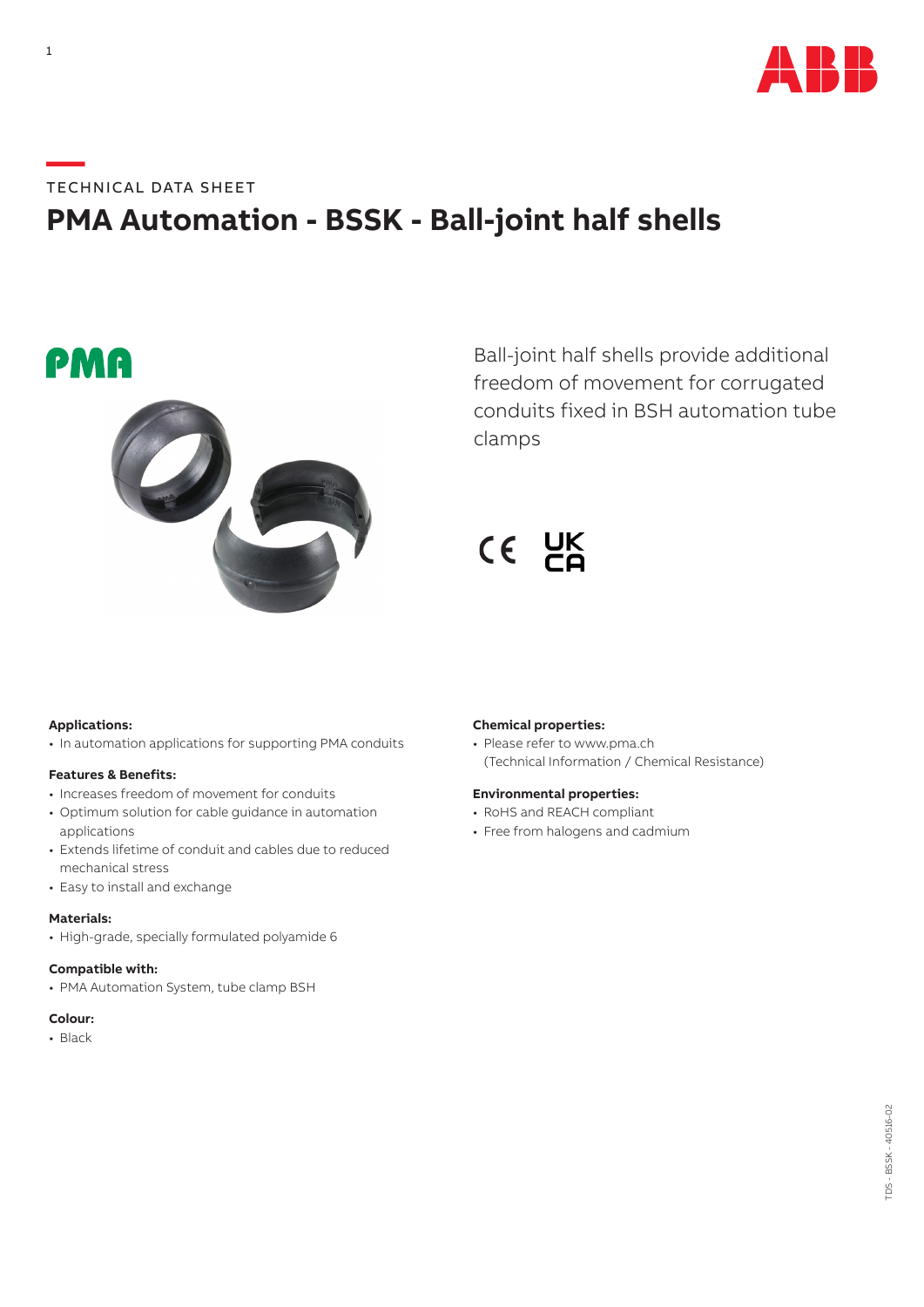TECHNICAL DATA SHEET

# PMA Automation - BSSK - Ball-joint half shells

Ball-joint half shells provide additional freedom of movement for corrugated conduits fixed in BSH automation tube clamps

**Applications:**

- In automation applications for supporting PMA conduits

**Features & Benefits:**

- Increases freedom of movement for conduits
- Optimum solution for cable guidance in automation applications
- Extends lifetime of conduit and cables due to reduced mechanical stress
- Easy to install and exchange

**Materials:**

- High-grade, specially formulated polyamide 6

**Compatible with:**

- PMA Automation System, tube clamp BSH

**Colour:**

- Black

**Chemical properties:**

- Please refer to www.pma.ch (Technical Information / Chemical Resistance)

**Environmental properties:**

- RoHS and REACH compliant
- Free from halogens and cadmium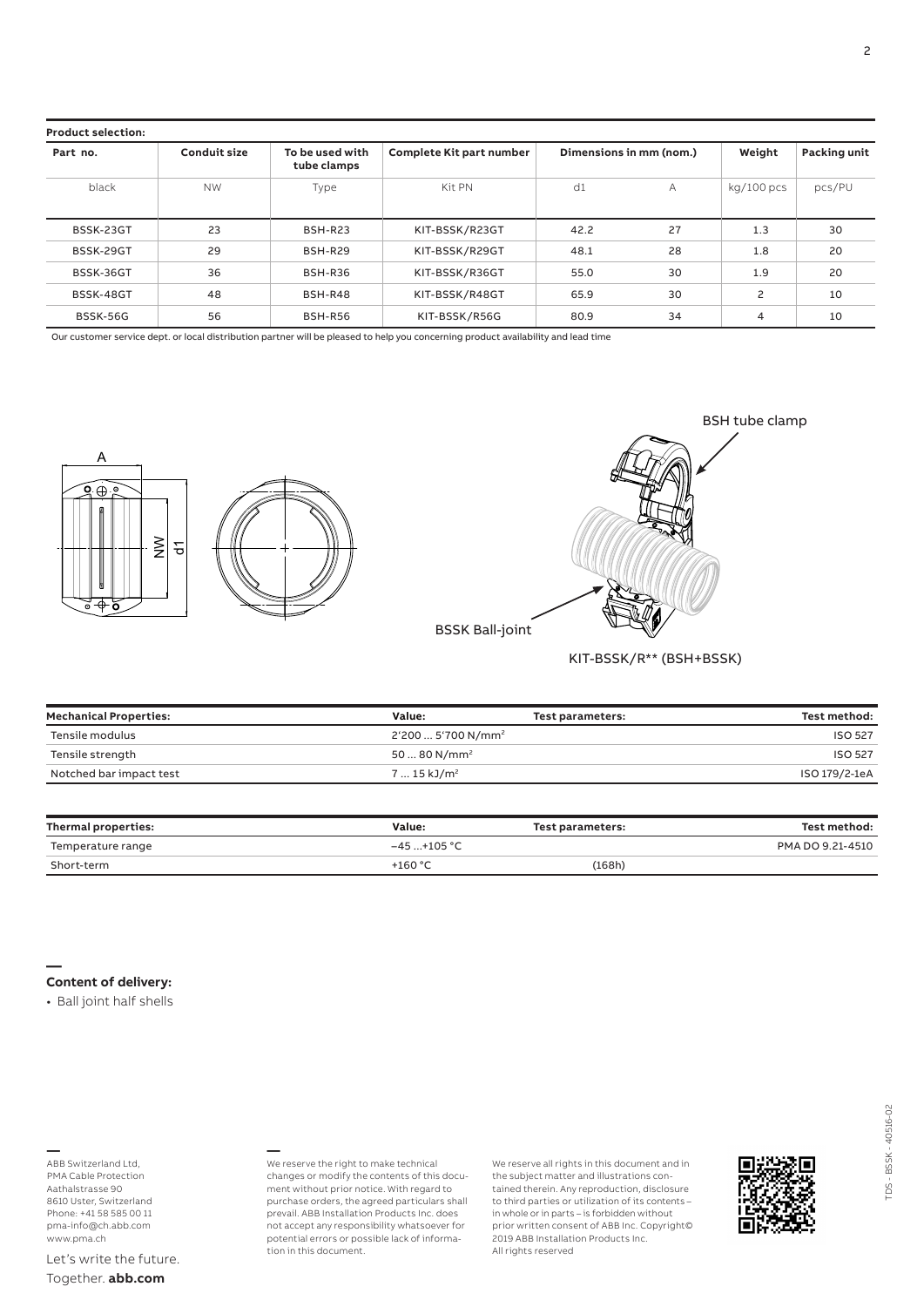**Product selection:**

| Part no. | Conduit size | To be used with tube clamps | Complete Kit part number | Dimensions in mm (nom.) | | Weight | Packing unit |
|---|---|---|---|---|---|---|---|
| black | NW | Type | Kit PN | d1 | A | kg/100 pcs | pcs/PU |
| BSSK-23GT | 23 | BSH-R23 | KIT-BSSK/R23GT | 42.2 | 27 | 1.3 | 30 |
| BSSK-29GT | 29 | BSH-R29 | KIT-BSSK/R29GT | 48.1 | 28 | 1.8 | 20 |
| BSSK-36GT | 36 | BSH-R36 | KIT-BSSK/R36GT | 55.0 | 30 | 1.9 | 20 |
| BSSK-48GT | 48 | BSH-R48 | KIT-BSSK/R48GT | 65.9 | 30 | 2 | 10 |
| BSSK-56G | 56 | BSH-R56 | KIT-BSSK/R56G | 80.9 | 34 | 4 | 10 |

Our customer service dept. or local distribution partner will be pleased to help you concerning product availability and lead time

A

NW

d1

BSH tube clamp

BSSK Ball-joint

KIT-BSSK/R** (BSH+BSSK)

| Mechanical Properties: | Value: | Test parameters: | Test method: |
|---|---|---|---|
| Tensile modulus | 2'200 ... 5'700 N/mm² | | ISO 527 |
| Tensile strength | 50 ... 80 N/mm² | | ISO 527 |
| Notched bar impact test | 7 ... 15 kJ/m² | | ISO 179/2-1eA |

| Thermal properties: | Value: | Test parameters: | Test method: |
|---|---|---|---|
| Temperature range | –45 ...+105 °C | | PMA DO 9.21-4510 |
| Short-term | +160 °C | (168h) | |

## Content of delivery:

- Ball joint half shells

ABB Switzerland Ltd,
PMA Cable Protection
Aathalstrasse 90
8610 Uster, Switzerland
Phone: +41 58 585 00 11
pma-info@ch.abb.com
www.pma.ch

Let's write the future.
Together. **abb.com**

We reserve the right to make technical changes or modify the contents of this document without prior notice. With regard to purchase orders, the agreed particulars shall prevail. ABB Installation Products Inc. does not accept any responsibility whatsoever for potential errors or possible lack of information in this document.

We reserve all rights in this document and in the subject matter and illustrations contained therein. Any reproduction, disclosure to third parties or utilization of its contents – in whole or in parts – is forbidden without prior written consent of ABB Inc. Copyright© 2019 ABB Installation Products Inc.
All rights reserved

TDS - BSSK - 40516-02